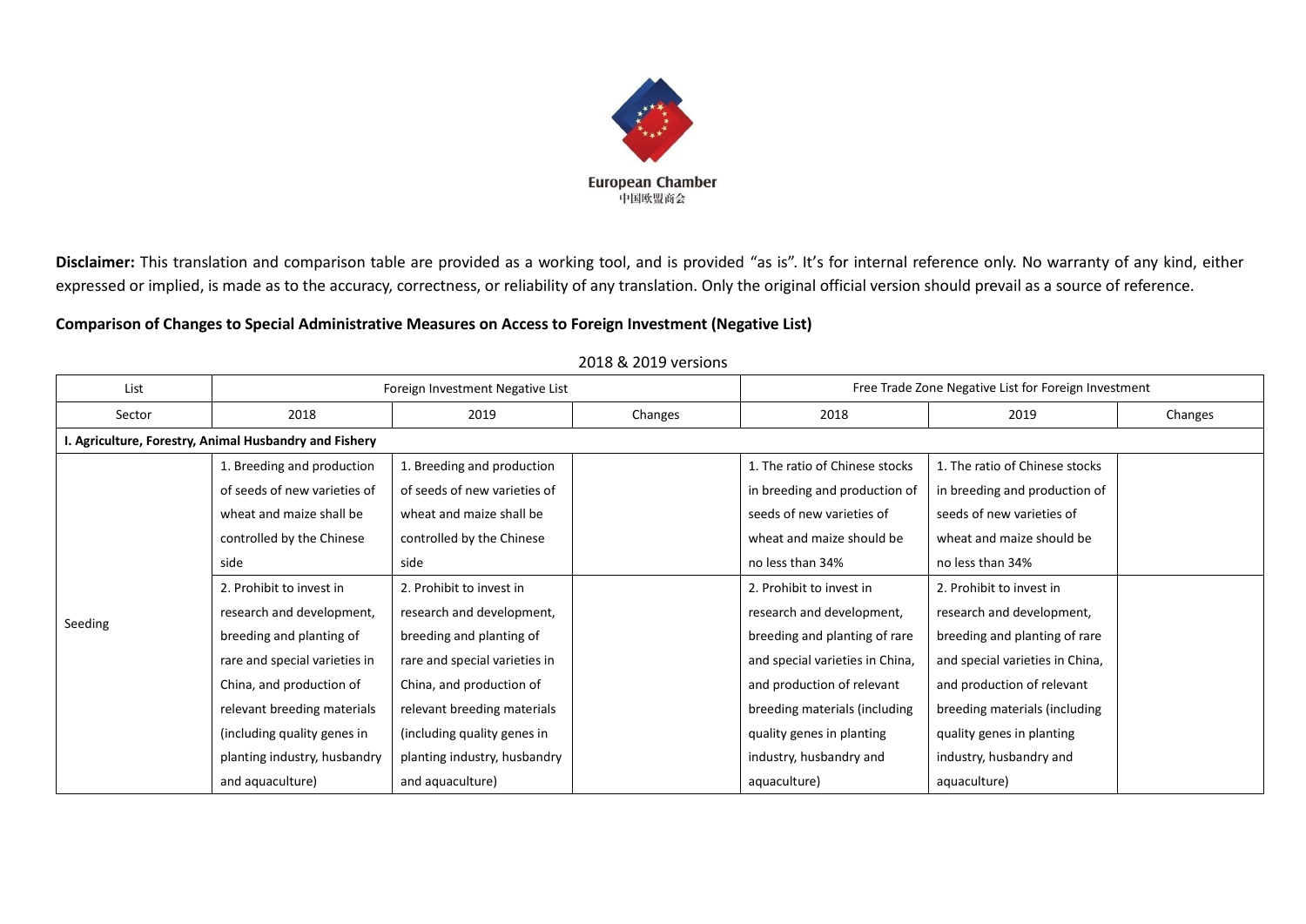European Chamber
中国欧盟商会

**Disclaimer:** This translation and comparison table are provided as a working tool, and is provided "as is". It's for internal reference only. No warranty of any kind, either expressed or implied, is made as to the accuracy, correctness, or reliability of any translation. Only the original official version should prevail as a source of reference.

**Comparison of Changes to Special Administrative Measures on Access to Foreign Investment (Negative List)**

2018 & 2019 versions

| List | Foreign Investment Negative List | | | Free Trade Zone Negative List for Foreign Investment | | |
|---|---|---|---|---|---|---|
| Sector | 2018 | 2019 | Changes | 2018 | 2019 | Changes |
| **I. Agriculture, Forestry, Animal Husbandry and Fishery** | | | | | | |
| Seeding | 1. Breeding and production of seeds of new varieties of wheat and maize shall be controlled by the Chinese side | 1. Breeding and production of seeds of new varieties of wheat and maize shall be controlled by the Chinese side | | 1. The ratio of Chinese stocks in breeding and production of seeds of new varieties of wheat and maize should be no less than 34% | 1. The ratio of Chinese stocks in breeding and production of seeds of new varieties of wheat and maize should be no less than 34% | |
| | 2. Prohibit to invest in research and development, breeding and planting of rare and special varieties in China, and production of relevant breeding materials (including quality genes in planting industry, husbandry and aquaculture) | 2. Prohibit to invest in research and development, breeding and planting of rare and special varieties in China, and production of relevant breeding materials (including quality genes in planting industry, husbandry and aquaculture) | | 2. Prohibit to invest in research and development, breeding and planting of rare and special varieties in China, and production of relevant breeding materials (including quality genes in planting industry, husbandry and aquaculture) | 2. Prohibit to invest in research and development, breeding and planting of rare and special varieties in China, and production of relevant breeding materials (including quality genes in planting industry, husbandry and aquaculture) | |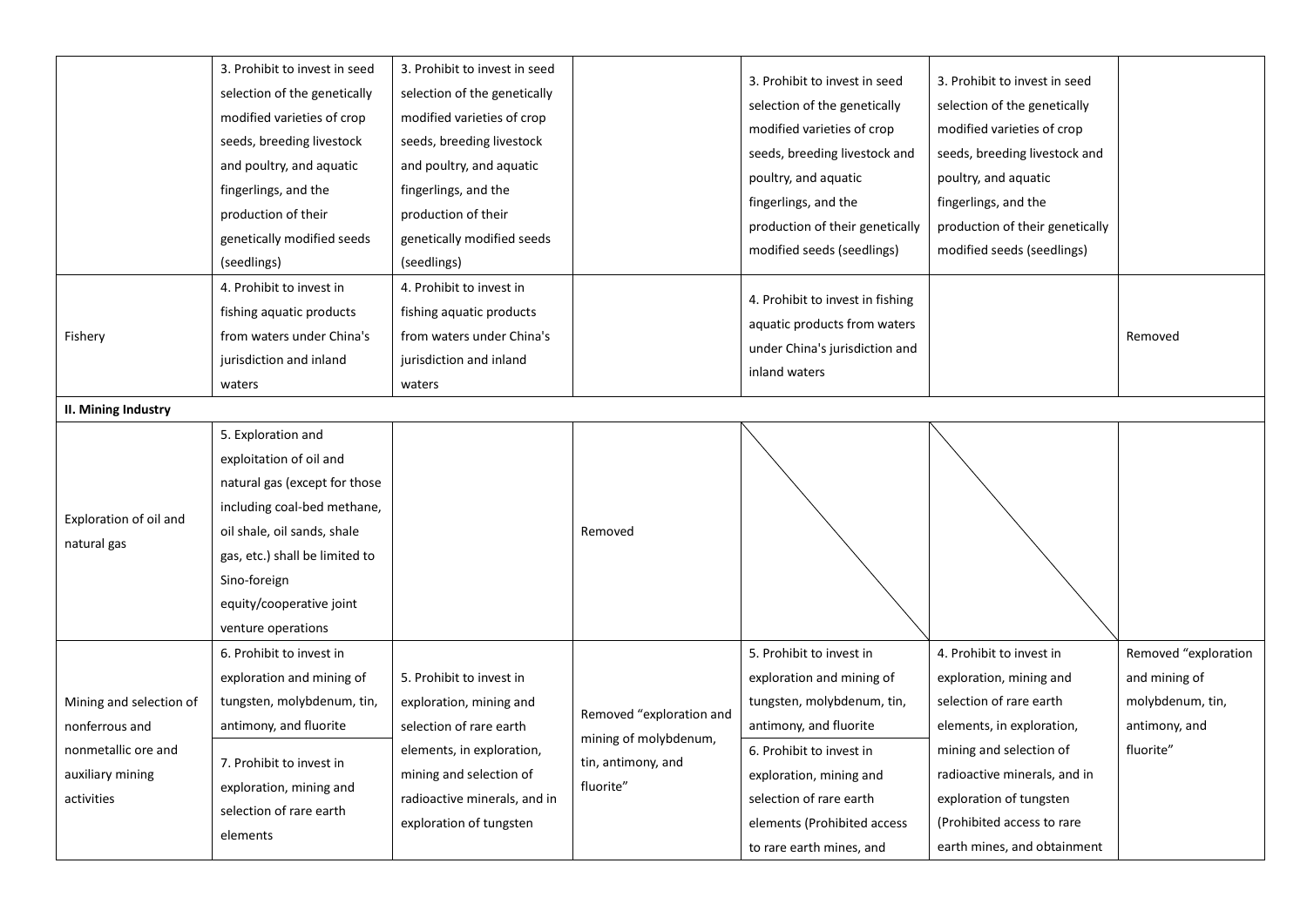| | | | | | | |
|---|---|---|---|---|---|---|
| | 3. Prohibit to invest in seed selection of the genetically modified varieties of crop seeds, breeding livestock and poultry, and aquatic fingerlings, and the production of their genetically modified seeds (seedlings) | 3. Prohibit to invest in seed selection of the genetically modified varieties of crop seeds, breeding livestock and poultry, and aquatic fingerlings, and the production of their genetically modified seeds (seedlings) | | 3. Prohibit to invest in seed selection of the genetically modified varieties of crop seeds, breeding livestock and poultry, and aquatic fingerlings, and the production of their genetically modified seeds (seedlings) | 3. Prohibit to invest in seed selection of the genetically modified varieties of crop seeds, breeding livestock and poultry, and aquatic fingerlings, and the production of their genetically modified seeds (seedlings) | |
| Fishery | 4. Prohibit to invest in fishing aquatic products from waters under China's jurisdiction and inland waters | 4. Prohibit to invest in fishing aquatic products from waters under China's jurisdiction and inland waters | | 4. Prohibit to invest in fishing aquatic products from waters under China's jurisdiction and inland waters | | Removed |
| **II. Mining Industry** | | | | | | |
| Exploration of oil and natural gas | 5. Exploration and exploitation of oil and natural gas (except for those including coal-bed methane, oil shale, oil sands, shale gas, etc.) shall be limited to Sino-foreign equity/cooperative joint venture operations | | Removed | | | |
| Mining and selection of nonferrous and nonmetallic ore and auxiliary mining activities | 6. Prohibit to invest in exploration and mining of tungsten, molybdenum, tin, antimony, and fluorite<br>7. Prohibit to invest in exploration, mining and selection of rare earth elements | 5. Prohibit to invest in exploration, mining and selection of rare earth elements, in exploration, mining and selection of radioactive minerals, and in exploration of tungsten | Removed "exploration and mining of molybdenum, tin, antimony, and fluorite" | 5. Prohibit to invest in exploration and mining of tungsten, molybdenum, tin, antimony, and fluorite<br>6. Prohibit to invest in exploration, mining and selection of rare earth elements (Prohibited access to rare earth mines, and | 4. Prohibit to invest in exploration, mining and selection of rare earth elements, in exploration, mining and selection of radioactive minerals, and in exploration of tungsten (Prohibited access to rare earth mines, and obtainment | Removed "exploration and mining of molybdenum, tin, antimony, and fluorite" |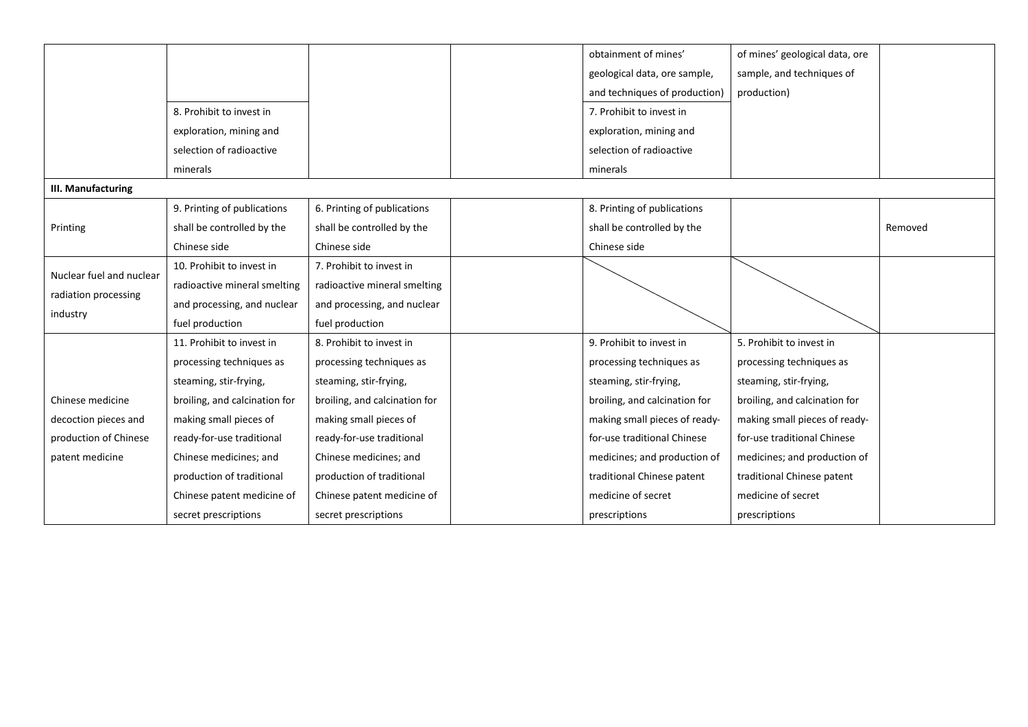| | | | | | | |
|---|---|---|---|---|---|---|
| | 8. Prohibit to invest in exploration, mining and selection of radioactive minerals | | | obtainment of mines' geological data, ore sample, and techniques of production) 7. Prohibit to invest in exploration, mining and selection of radioactive minerals | of mines' geological data, ore sample, and techniques of production) | |
| **III. Manufacturing** | | | | | | |
| Printing | 9. Printing of publications shall be controlled by the Chinese side | 6. Printing of publications shall be controlled by the Chinese side | | 8. Printing of publications shall be controlled by the Chinese side | | Removed |
| Nuclear fuel and nuclear radiation processing industry | 10. Prohibit to invest in radioactive mineral smelting and processing, and nuclear fuel production | 7. Prohibit to invest in radioactive mineral smelting and processing, and nuclear fuel production | | | | |
| Chinese medicine decoction pieces and production of Chinese patent medicine | 11. Prohibit to invest in processing techniques as steaming, stir-frying, broiling, and calcination for making small pieces of ready-for-use traditional Chinese medicines; and production of traditional Chinese patent medicine of secret prescriptions | 8. Prohibit to invest in processing techniques as steaming, stir-frying, broiling, and calcination for making small pieces of ready-for-use traditional Chinese medicines; and production of traditional Chinese patent medicine of secret prescriptions | | 9. Prohibit to invest in processing techniques as steaming, stir-frying, broiling, and calcination for making small pieces of ready-for-use traditional Chinese medicines; and production of traditional Chinese patent medicine of secret prescriptions | 5. Prohibit to invest in processing techniques as steaming, stir-frying, broiling, and calcination for making small pieces of ready-for-use traditional Chinese medicines; and production of traditional Chinese patent medicine of secret prescriptions | |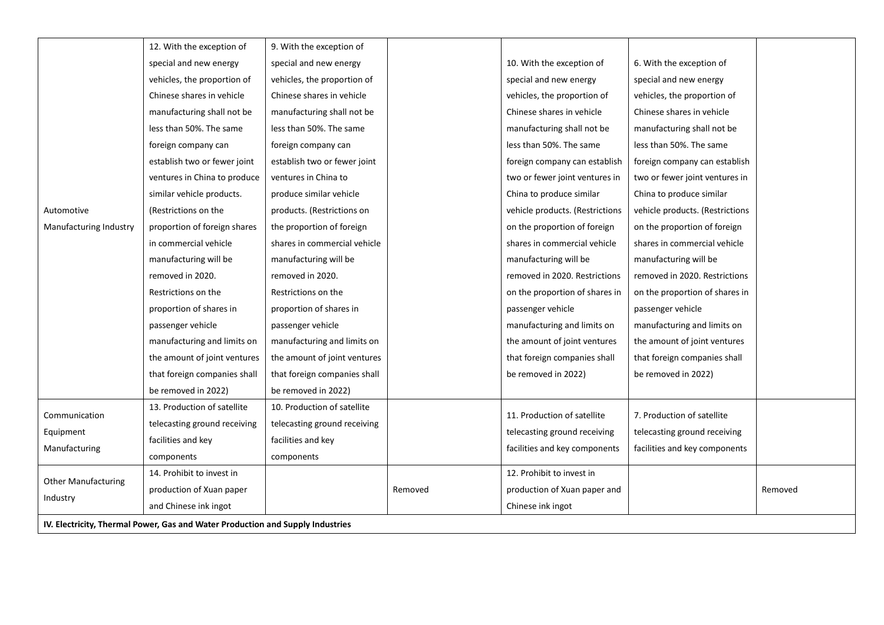| | | | | | | |
|---|---|---|---|---|---|---|
| Automotive Manufacturing Industry | 12. With the exception of special and new energy vehicles, the proportion of Chinese shares in vehicle manufacturing shall not be less than 50%. The same foreign company can establish two or fewer joint ventures in China to produce similar vehicle products. (Restrictions on the proportion of foreign shares in commercial vehicle manufacturing will be removed in 2020. Restrictions on the proportion of shares in passenger vehicle manufacturing and limits on the amount of joint ventures that foreign companies shall be removed in 2022) | 9. With the exception of special and new energy vehicles, the proportion of Chinese shares in vehicle manufacturing shall not be less than 50%. The same foreign company can establish two or fewer joint ventures in China to produce similar vehicle products. (Restrictions on the proportion of foreign shares in commercial vehicle manufacturing will be removed in 2020. Restrictions on the proportion of shares in passenger vehicle manufacturing and limits on the amount of joint ventures that foreign companies shall be removed in 2022) | | 10. With the exception of special and new energy vehicles, the proportion of Chinese shares in vehicle manufacturing shall not be less than 50%. The same foreign company can establish two or fewer joint ventures in China to produce similar vehicle products. (Restrictions on the proportion of foreign shares in commercial vehicle manufacturing will be removed in 2020. Restrictions on the proportion of shares in passenger vehicle manufacturing and limits on the amount of joint ventures that foreign companies shall be removed in 2022) | 6. With the exception of special and new energy vehicles, the proportion of Chinese shares in vehicle manufacturing shall not be less than 50%. The same foreign company can establish two or fewer joint ventures in China to produce similar vehicle products. (Restrictions on the proportion of foreign shares in commercial vehicle manufacturing will be removed in 2020. Restrictions on the proportion of shares in passenger vehicle manufacturing and limits on the amount of joint ventures that foreign companies shall be removed in 2022) | |
| Communication Equipment Manufacturing | 13. Production of satellite telecasting ground receiving facilities and key components | 10. Production of satellite telecasting ground receiving facilities and key components | | 11. Production of satellite telecasting ground receiving facilities and key components | 7. Production of satellite telecasting ground receiving facilities and key components | |
| Other Manufacturing Industry | 14. Prohibit to invest in production of Xuan paper and Chinese ink ingot | | Removed | 12. Prohibit to invest in production of Xuan paper and Chinese ink ingot | | Removed |
| **IV. Electricity, Thermal Power, Gas and Water Production and Supply Industries** | | | | | | |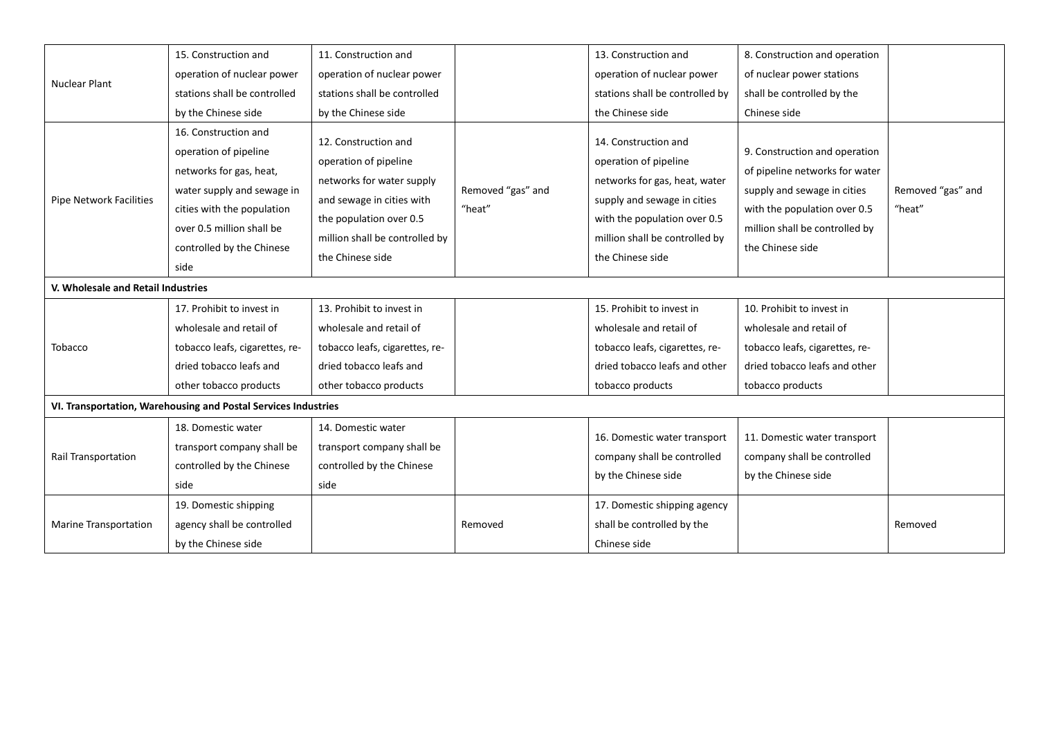| | | | | | | |
|---|---|---|---|---|---|---|
| Nuclear Plant | 15. Construction and operation of nuclear power stations shall be controlled by the Chinese side | 11. Construction and operation of nuclear power stations shall be controlled by the Chinese side | | 13. Construction and operation of nuclear power stations shall be controlled by the Chinese side | 8. Construction and operation of nuclear power stations shall be controlled by the Chinese side | |
| Pipe Network Facilities | 16. Construction and operation of pipeline networks for gas, heat, water supply and sewage in cities with the population over 0.5 million shall be controlled by the Chinese side | 12. Construction and operation of pipeline networks for water supply and sewage in cities with the population over 0.5 million shall be controlled by the Chinese side | Removed "gas" and "heat" | 14. Construction and operation of pipeline networks for gas, heat, water supply and sewage in cities with the population over 0.5 million shall be controlled by the Chinese side | 9. Construction and operation of pipeline networks for water supply and sewage in cities with the population over 0.5 million shall be controlled by the Chinese side | Removed "gas" and "heat" |
| **V. Wholesale and Retail Industries** | | | | | | |
| Tobacco | 17. Prohibit to invest in wholesale and retail of tobacco leafs, cigarettes, re-dried tobacco leafs and other tobacco products | 13. Prohibit to invest in wholesale and retail of tobacco leafs, cigarettes, re-dried tobacco leafs and other tobacco products | | 15. Prohibit to invest in wholesale and retail of tobacco leafs, cigarettes, re-dried tobacco leafs and other tobacco products | 10. Prohibit to invest in wholesale and retail of tobacco leafs, cigarettes, re-dried tobacco leafs and other tobacco products | |
| **VI. Transportation, Warehousing and Postal Services Industries** | | | | | | |
| Rail Transportation | 18. Domestic water transport company shall be controlled by the Chinese side | 14. Domestic water transport company shall be controlled by the Chinese side | | 16. Domestic water transport company shall be controlled by the Chinese side | 11. Domestic water transport company shall be controlled by the Chinese side | |
| Marine Transportation | 19. Domestic shipping agency shall be controlled by the Chinese side | | Removed | 17. Domestic shipping agency shall be controlled by the Chinese side | | Removed |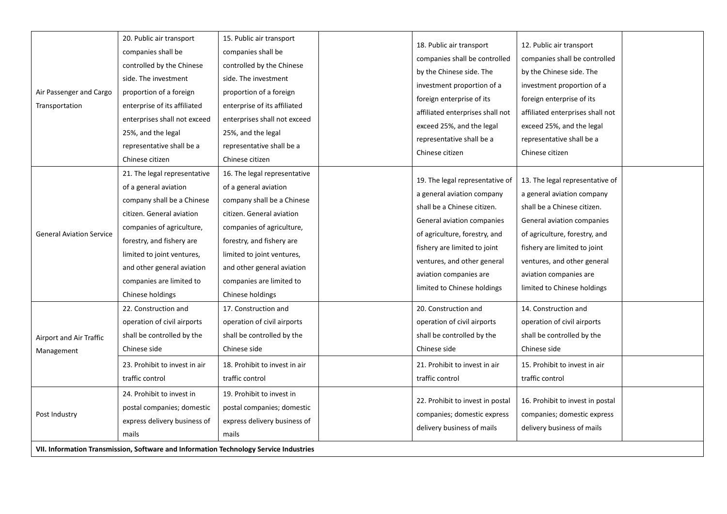| | | | | | | |
|---|---|---|---|---|---|---|
| Air Passenger and Cargo Transportation | 20. Public air transport companies shall be controlled by the Chinese side. The investment proportion of a foreign enterprise of its affiliated enterprises shall not exceed 25%, and the legal representative shall be a Chinese citizen | 15. Public air transport companies shall be controlled by the Chinese side. The investment proportion of a foreign enterprise of its affiliated enterprises shall not exceed 25%, and the legal representative shall be a Chinese citizen | | 18. Public air transport companies shall be controlled by the Chinese side. The investment proportion of a foreign enterprise of its affiliated enterprises shall not exceed 25%, and the legal representative shall be a Chinese citizen | 12. Public air transport companies shall be controlled by the Chinese side. The investment proportion of a foreign enterprise of its affiliated enterprises shall not exceed 25%, and the legal representative shall be a Chinese citizen | |
| General Aviation Service | 21. The legal representative of a general aviation company shall be a Chinese citizen. General aviation companies of agriculture, forestry, and fishery are limited to joint ventures, and other general aviation companies are limited to Chinese holdings | 16. The legal representative of a general aviation company shall be a Chinese citizen. General aviation companies of agriculture, forestry, and fishery are limited to joint ventures, and other general aviation companies are limited to Chinese holdings | | 19. The legal representative of a general aviation company shall be a Chinese citizen. General aviation companies of agriculture, forestry, and fishery are limited to joint ventures, and other general aviation companies are limited to Chinese holdings | 13. The legal representative of a general aviation company shall be a Chinese citizen. General aviation companies of agriculture, forestry, and fishery are limited to joint ventures, and other general aviation companies are limited to Chinese holdings | |
| Airport and Air Traffic Management | 22. Construction and operation of civil airports shall be controlled by the Chinese side | 17. Construction and operation of civil airports shall be controlled by the Chinese side | | 20. Construction and operation of civil airports shall be controlled by the Chinese side | 14. Construction and operation of civil airports shall be controlled by the Chinese side | |
| | 23. Prohibit to invest in air traffic control | 18. Prohibit to invest in air traffic control | | 21. Prohibit to invest in air traffic control | 15. Prohibit to invest in air traffic control | |
| Post Industry | 24. Prohibit to invest in postal companies; domestic express delivery business of mails | 19. Prohibit to invest in postal companies; domestic express delivery business of mails | | 22. Prohibit to invest in postal companies; domestic express delivery business of mails | 16. Prohibit to invest in postal companies; domestic express delivery business of mails | |
| **VII. Information Transmission, Software and Information Technology Service Industries** | | | | | | |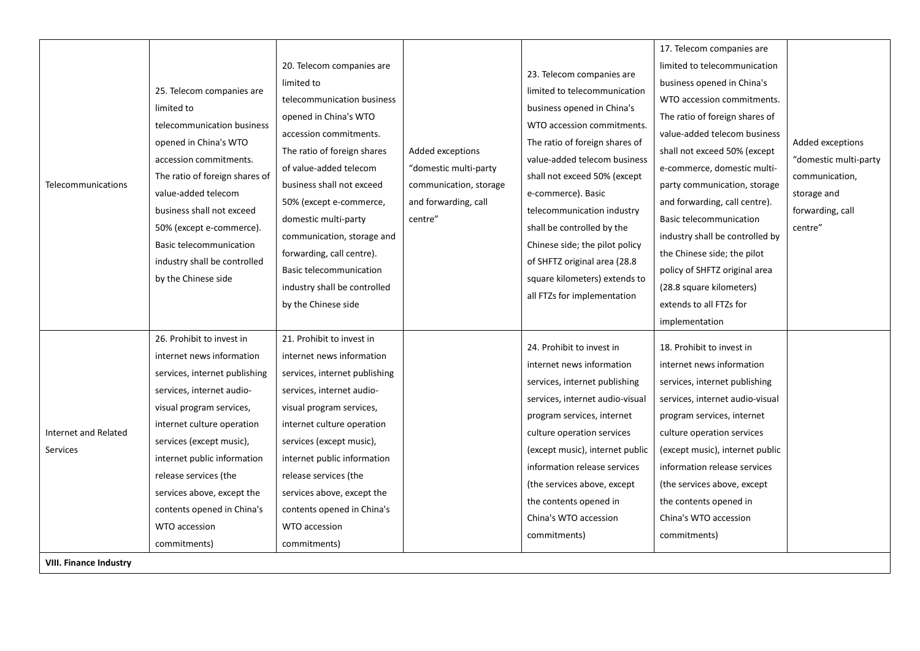| | | | | | | |
|---|---|---|---|---|---|---|
| Telecommunications | 25. Telecom companies are limited to telecommunication business opened in China's WTO accession commitments. The ratio of foreign shares of value-added telecom business shall not exceed 50% (except e-commerce). Basic telecommunication industry shall be controlled by the Chinese side | 20. Telecom companies are limited to telecommunication business opened in China's WTO accession commitments. The ratio of foreign shares of value-added telecom business shall not exceed 50% (except e-commerce, domestic multi-party communication, storage and forwarding, call centre). Basic telecommunication industry shall be controlled by the Chinese side | Added exceptions "domestic multi-party communication, storage and forwarding, call centre" | 23. Telecom companies are limited to telecommunication business opened in China's WTO accession commitments. The ratio of foreign shares of value-added telecom business shall not exceed 50% (except e-commerce). Basic telecommunication industry shall be controlled by the Chinese side; the pilot policy of SHFTZ original area (28.8 square kilometers) extends to all FTZs for implementation | 17. Telecom companies are limited to telecommunication business opened in China's WTO accession commitments. The ratio of foreign shares of value-added telecom business shall not exceed 50% (except e-commerce, domestic multi-party communication, storage and forwarding, call centre). Basic telecommunication industry shall be controlled by the Chinese side; the pilot policy of SHFTZ original area (28.8 square kilometers) extends to all FTZs for implementation | Added exceptions "domestic multi-party communication, storage and forwarding, call centre" |
| Internet and Related Services | 26. Prohibit to invest in internet news information services, internet publishing services, internet audio-visual program services, internet culture operation services (except music), internet public information release services (the services above, except the contents opened in China's WTO accession commitments) | 21. Prohibit to invest in internet news information services, internet publishing services, internet audio-visual program services, internet culture operation services (except music), internet public information release services (the services above, except the contents opened in China's WTO accession commitments) | | 24. Prohibit to invest in internet news information services, internet publishing services, internet audio-visual program services, internet culture operation services (except music), internet public information release services (the services above, except the contents opened in China's WTO accession commitments) | 18. Prohibit to invest in internet news information services, internet publishing services, internet audio-visual program services, internet culture operation services (except music), internet public information release services (the services above, except the contents opened in China's WTO accession commitments) | |
| **VIII. Finance Industry** | | | | | | |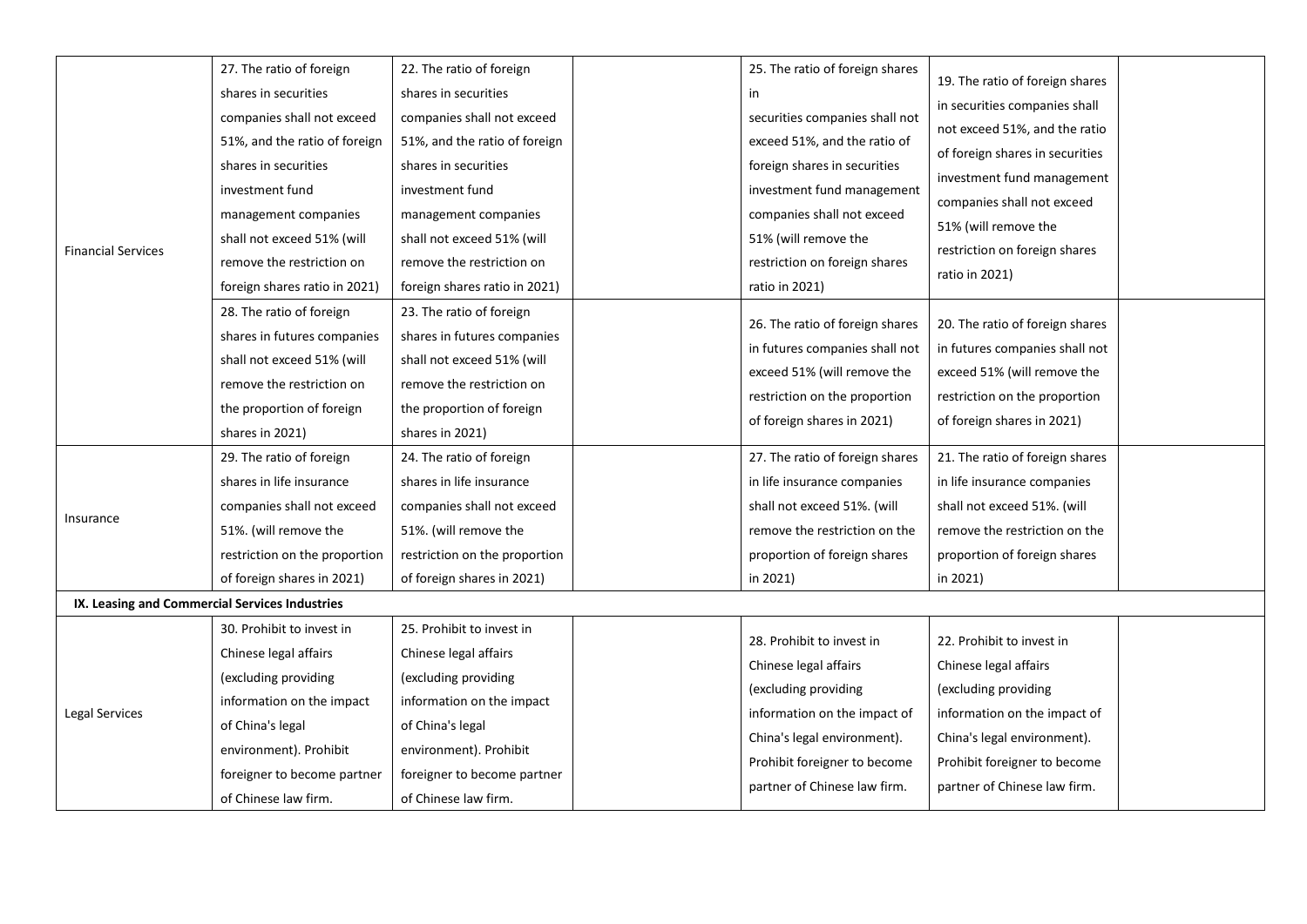| | | | | | | |
|---|---|---|---|---|---|---|
| Financial Services | 27. The ratio of foreign shares in securities companies shall not exceed 51%, and the ratio of foreign shares in securities investment fund management companies shall not exceed 51% (will remove the restriction on foreign shares ratio in 2021) | 22. The ratio of foreign shares in securities companies shall not exceed 51%, and the ratio of foreign shares in securities investment fund management companies shall not exceed 51% (will remove the restriction on foreign shares ratio in 2021) | | 25. The ratio of foreign shares in securities companies shall not exceed 51%, and the ratio of foreign shares in securities investment fund management companies shall not exceed 51% (will remove the restriction on foreign shares ratio in 2021) | 19. The ratio of foreign shares in securities companies shall not exceed 51%, and the ratio of foreign shares in securities investment fund management companies shall not exceed 51% (will remove the restriction on foreign shares ratio in 2021) | |
| | 28. The ratio of foreign shares in futures companies shall not exceed 51% (will remove the restriction on the proportion of foreign shares in 2021) | 23. The ratio of foreign shares in futures companies shall not exceed 51% (will remove the restriction on the proportion of foreign shares in 2021) | | 26. The ratio of foreign shares in futures companies shall not exceed 51% (will remove the restriction on the proportion of foreign shares in 2021) | 20. The ratio of foreign shares in futures companies shall not exceed 51% (will remove the restriction on the proportion of foreign shares in 2021) | |
| Insurance | 29. The ratio of foreign shares in life insurance companies shall not exceed 51%. (will remove the restriction on the proportion of foreign shares in 2021) | 24. The ratio of foreign shares in life insurance companies shall not exceed 51%. (will remove the restriction on the proportion of foreign shares in 2021) | | 27. The ratio of foreign shares in life insurance companies shall not exceed 51%. (will remove the restriction on the proportion of foreign shares in 2021) | 21. The ratio of foreign shares in life insurance companies shall not exceed 51%. (will remove the restriction on the proportion of foreign shares in 2021) | |
| **IX. Leasing and Commercial Services Industries** | | | | | | |
| Legal Services | 30. Prohibit to invest in Chinese legal affairs (excluding providing information on the impact of China's legal environment). Prohibit foreigner to become partner of Chinese law firm. | 25. Prohibit to invest in Chinese legal affairs (excluding providing information on the impact of China's legal environment). Prohibit foreigner to become partner of Chinese law firm. | | 28. Prohibit to invest in Chinese legal affairs (excluding providing information on the impact of China's legal environment). Prohibit foreigner to become partner of Chinese law firm. | 22. Prohibit to invest in Chinese legal affairs (excluding providing information on the impact of China's legal environment). Prohibit foreigner to become partner of Chinese law firm. | |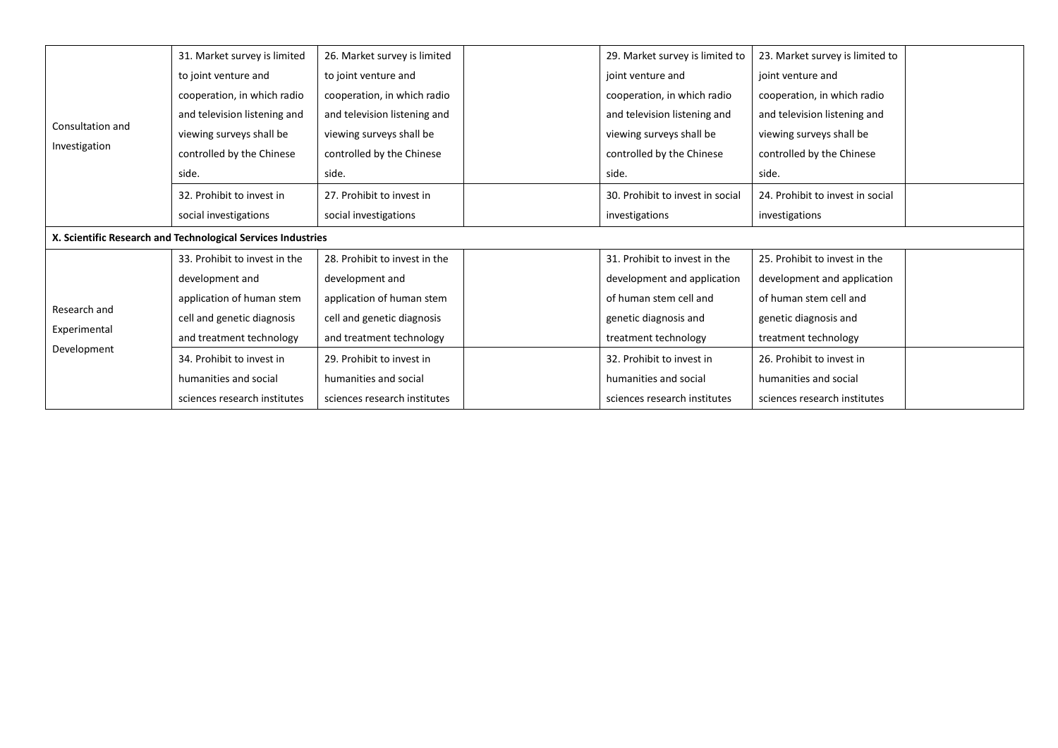| | | | | | | |
|---|---|---|---|---|---|---|
| Consultation and Investigation | 31. Market survey is limited to joint venture and cooperation, in which radio and television listening and viewing surveys shall be controlled by the Chinese side. | 26. Market survey is limited to joint venture and cooperation, in which radio and television listening and viewing surveys shall be controlled by the Chinese side. | | 29. Market survey is limited to joint venture and cooperation, in which radio and television listening and viewing surveys shall be controlled by the Chinese side. | 23. Market survey is limited to joint venture and cooperation, in which radio and television listening and viewing surveys shall be controlled by the Chinese side. | |
| | 32. Prohibit to invest in social investigations | 27. Prohibit to invest in social investigations | | 30. Prohibit to invest in social investigations | 24. Prohibit to invest in social investigations | |
| **X. Scientific Research and Technological Services Industries** | | | | | | |
| Research and Experimental Development | 33. Prohibit to invest in the development and application of human stem cell and genetic diagnosis and treatment technology | 28. Prohibit to invest in the development and application of human stem cell and genetic diagnosis and treatment technology | | 31. Prohibit to invest in the development and application of human stem cell and genetic diagnosis and treatment technology | 25. Prohibit to invest in the development and application of human stem cell and genetic diagnosis and treatment technology | |
| | 34. Prohibit to invest in humanities and social sciences research institutes | 29. Prohibit to invest in humanities and social sciences research institutes | | 32. Prohibit to invest in humanities and social sciences research institutes | 26. Prohibit to invest in humanities and social sciences research institutes | |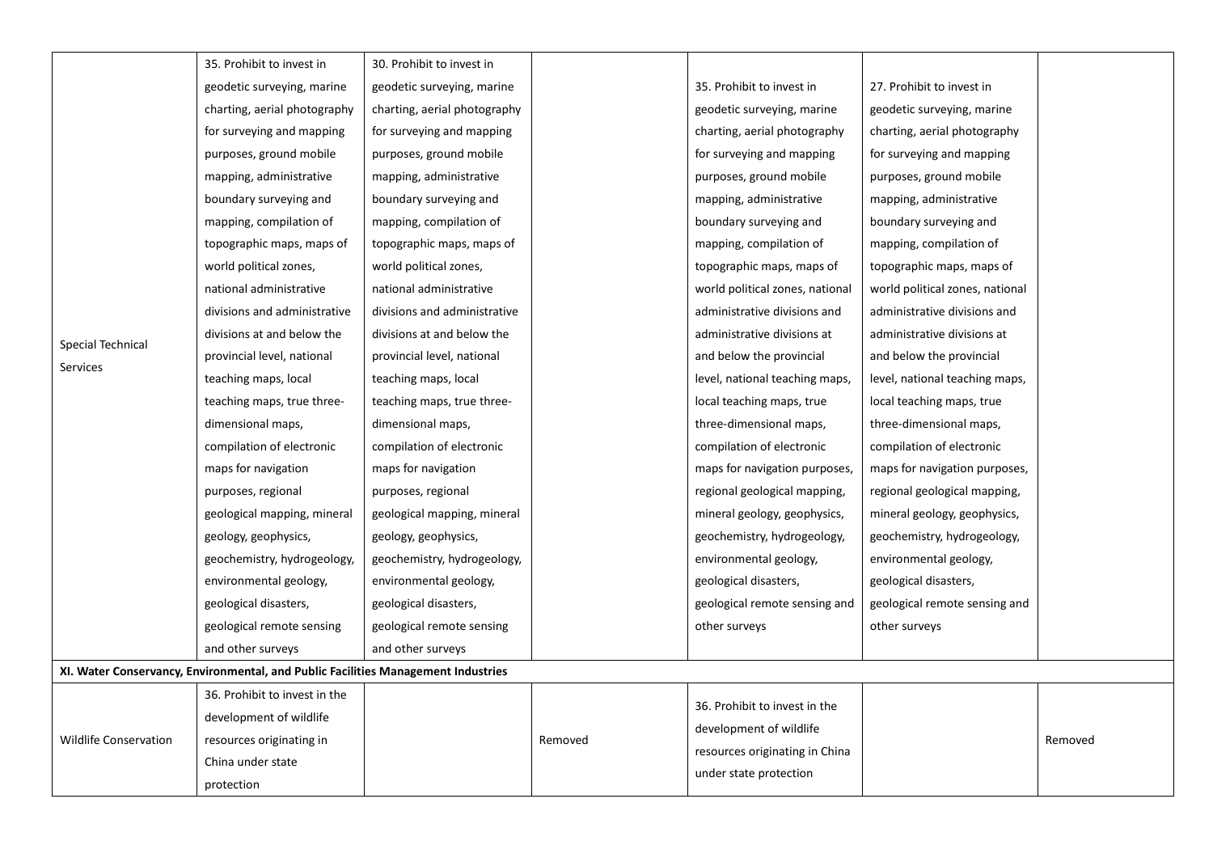| | | | | | | |
|---|---|---|---|---|---|---|
| Special Technical Services | 35. Prohibit to invest in geodetic surveying, marine charting, aerial photography for surveying and mapping purposes, ground mobile mapping, administrative boundary surveying and mapping, compilation of topographic maps, maps of world political zones, national administrative divisions and administrative divisions at and below the provincial level, national teaching maps, local teaching maps, true three-dimensional maps, compilation of electronic maps for navigation purposes, regional geological mapping, mineral geology, geophysics, geochemistry, hydrogeology, environmental geology, geological disasters, geological remote sensing and other surveys | 30. Prohibit to invest in geodetic surveying, marine charting, aerial photography for surveying and mapping purposes, ground mobile mapping, administrative boundary surveying and mapping, compilation of topographic maps, maps of world political zones, national administrative divisions and administrative divisions at and below the provincial level, national teaching maps, local teaching maps, true three-dimensional maps, compilation of electronic maps for navigation purposes, regional geological mapping, mineral geology, geophysics, geochemistry, hydrogeology, environmental geology, geological disasters, geological remote sensing and other surveys | | 35. Prohibit to invest in geodetic surveying, marine charting, aerial photography for surveying and mapping purposes, ground mobile mapping, administrative boundary surveying and mapping, compilation of topographic maps, maps of world political zones, national administrative divisions and administrative divisions at and below the provincial level, national teaching maps, local teaching maps, true three-dimensional maps, compilation of electronic maps for navigation purposes, regional geological mapping, mineral geology, geophysics, geochemistry, hydrogeology, environmental geology, geological disasters, geological remote sensing and other surveys | 27. Prohibit to invest in geodetic surveying, marine charting, aerial photography for surveying and mapping purposes, ground mobile mapping, administrative boundary surveying and mapping, compilation of topographic maps, maps of world political zones, national administrative divisions and administrative divisions at and below the provincial level, national teaching maps, local teaching maps, true three-dimensional maps, compilation of electronic maps for navigation purposes, regional geological mapping, mineral geology, geophysics, geochemistry, hydrogeology, environmental geology, geological disasters, geological remote sensing and other surveys | |
| **XI. Water Conservancy, Environmental, and Public Facilities Management Industries** | | | | | | |
| Wildlife Conservation | 36. Prohibit to invest in the development of wildlife resources originating in China under state protection | | Removed | 36. Prohibit to invest in the development of wildlife resources originating in China under state protection | | Removed |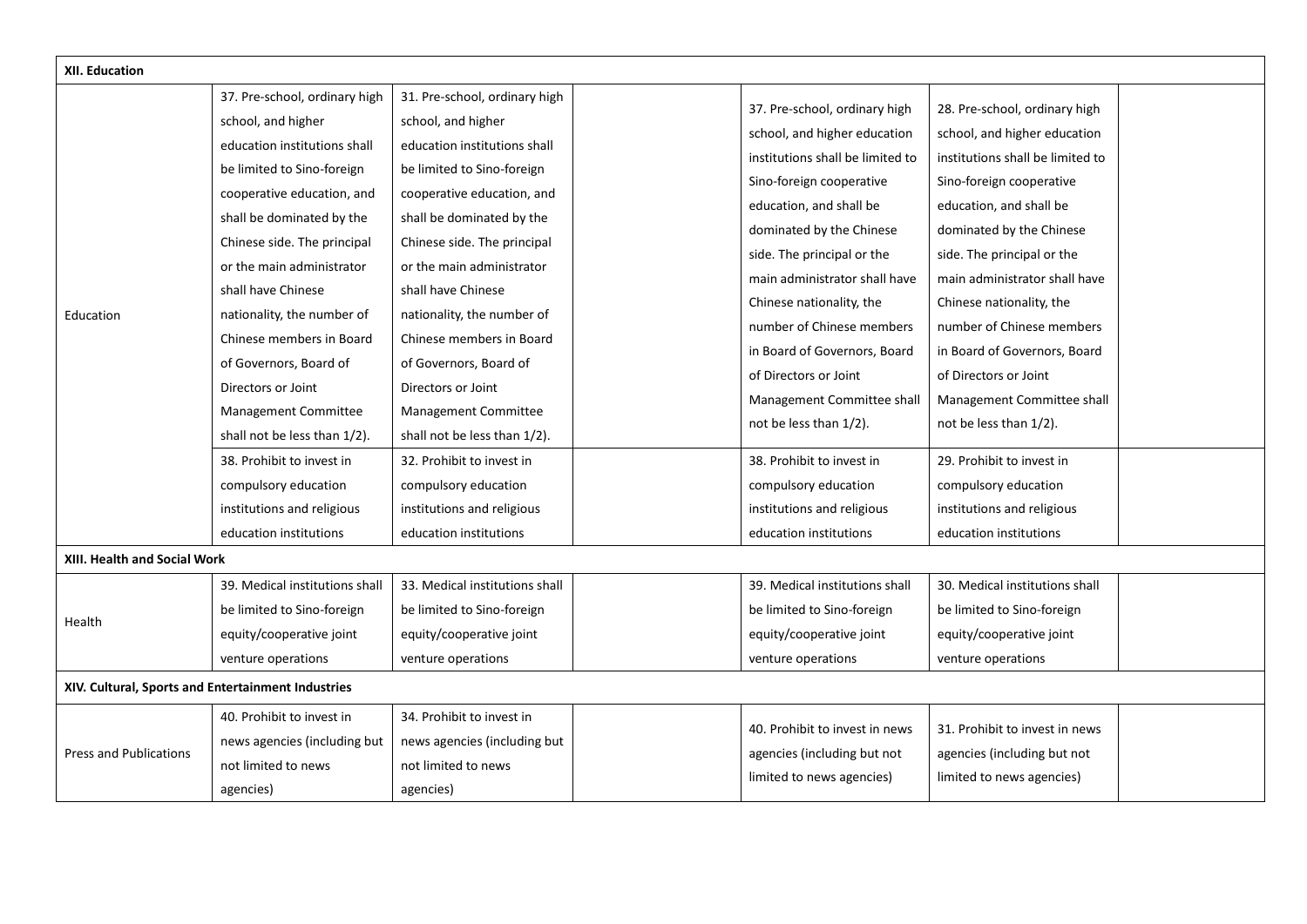| XII. Education | | | | | | |
|---|---|---|---|---|---|---|
| Education | 37. Pre-school, ordinary high school, and higher education institutions shall be limited to Sino-foreign cooperative education, and shall be dominated by the Chinese side. The principal or the main administrator shall have Chinese nationality, the number of Chinese members in Board of Governors, Board of Directors or Joint Management Committee shall not be less than 1/2). | 31. Pre-school, ordinary high school, and higher education institutions shall be limited to Sino-foreign cooperative education, and shall be dominated by the Chinese side. The principal or the main administrator shall have Chinese nationality, the number of Chinese members in Board of Governors, Board of Directors or Joint Management Committee shall not be less than 1/2). | | 37. Pre-school, ordinary high school, and higher education institutions shall be limited to Sino-foreign cooperative education, and shall be dominated by the Chinese side. The principal or the main administrator shall have Chinese nationality, the number of Chinese members in Board of Governors, Board of Directors or Joint Management Committee shall not be less than 1/2). | 28. Pre-school, ordinary high school, and higher education institutions shall be limited to Sino-foreign cooperative education, and shall be dominated by the Chinese side. The principal or the main administrator shall have Chinese nationality, the number of Chinese members in Board of Governors, Board of Directors or Joint Management Committee shall not be less than 1/2). | |
| | 38. Prohibit to invest in compulsory education institutions and religious education institutions | 32. Prohibit to invest in compulsory education institutions and religious education institutions | | 38. Prohibit to invest in compulsory education institutions and religious education institutions | 29. Prohibit to invest in compulsory education institutions and religious education institutions | |
| **XIII. Health and Social Work** | | | | | | |
| Health | 39. Medical institutions shall be limited to Sino-foreign equity/cooperative joint venture operations | 33. Medical institutions shall be limited to Sino-foreign equity/cooperative joint venture operations | | 39. Medical institutions shall be limited to Sino-foreign equity/cooperative joint venture operations | 30. Medical institutions shall be limited to Sino-foreign equity/cooperative joint venture operations | |
| **XIV. Cultural, Sports and Entertainment Industries** | | | | | | |
| Press and Publications | 40. Prohibit to invest in news agencies (including but not limited to news agencies) | 34. Prohibit to invest in news agencies (including but not limited to news agencies) | | 40. Prohibit to invest in news agencies (including but not limited to news agencies) | 31. Prohibit to invest in news agencies (including but not limited to news agencies) | |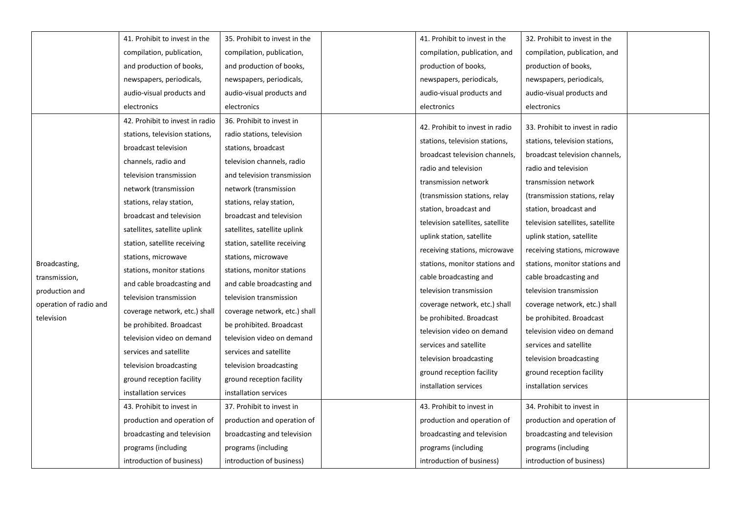|  |  |  |  |  |  |  |
|---|---|---|---|---|---|---|
|  | 41. Prohibit to invest in the compilation, publication, and production of books, newspapers, periodicals, audio-visual products and electronics | 35. Prohibit to invest in the compilation, publication, and production of books, newspapers, periodicals, audio-visual products and electronics |  | 41. Prohibit to invest in the compilation, publication, and production of books, newspapers, periodicals, audio-visual products and electronics | 32. Prohibit to invest in the compilation, publication, and production of books, newspapers, periodicals, audio-visual products and electronics |  |
| Broadcasting, transmission, production and operation of radio and television | 42. Prohibit to invest in radio stations, television stations, broadcast television channels, radio and television transmission network (transmission stations, relay station, broadcast and television satellites, satellite uplink station, satellite receiving stations, microwave stations, monitor stations and cable broadcasting and television transmission coverage network, etc.) shall be prohibited. Broadcast television video on demand services and satellite television broadcasting ground reception facility installation services | 36. Prohibit to invest in radio stations, television stations, broadcast television channels, radio and television transmission network (transmission stations, relay station, broadcast and television satellites, satellite uplink station, satellite receiving stations, microwave stations, monitor stations and cable broadcasting and television transmission coverage network, etc.) shall be prohibited. Broadcast television video on demand services and satellite television broadcasting ground reception facility installation services |  | 42. Prohibit to invest in radio stations, television stations, broadcast television channels, radio and television transmission network (transmission stations, relay station, broadcast and television satellites, satellite uplink station, satellite receiving stations, microwave stations, monitor stations and cable broadcasting and television transmission coverage network, etc.) shall be prohibited. Broadcast television video on demand services and satellite television broadcasting ground reception facility installation services | 33. Prohibit to invest in radio stations, television stations, broadcast television channels, radio and television transmission network (transmission stations, relay station, broadcast and television satellites, satellite uplink station, satellite receiving stations, microwave stations, monitor stations and cable broadcasting and television transmission coverage network, etc.) shall be prohibited. Broadcast television video on demand services and satellite television broadcasting ground reception facility installation services |  |
|  | 43. Prohibit to invest in production and operation of broadcasting and television programs (including introduction of business) | 37. Prohibit to invest in production and operation of broadcasting and television programs (including introduction of business) |  | 43. Prohibit to invest in production and operation of broadcasting and television programs (including introduction of business) | 34. Prohibit to invest in production and operation of broadcasting and television programs (including introduction of business) |  |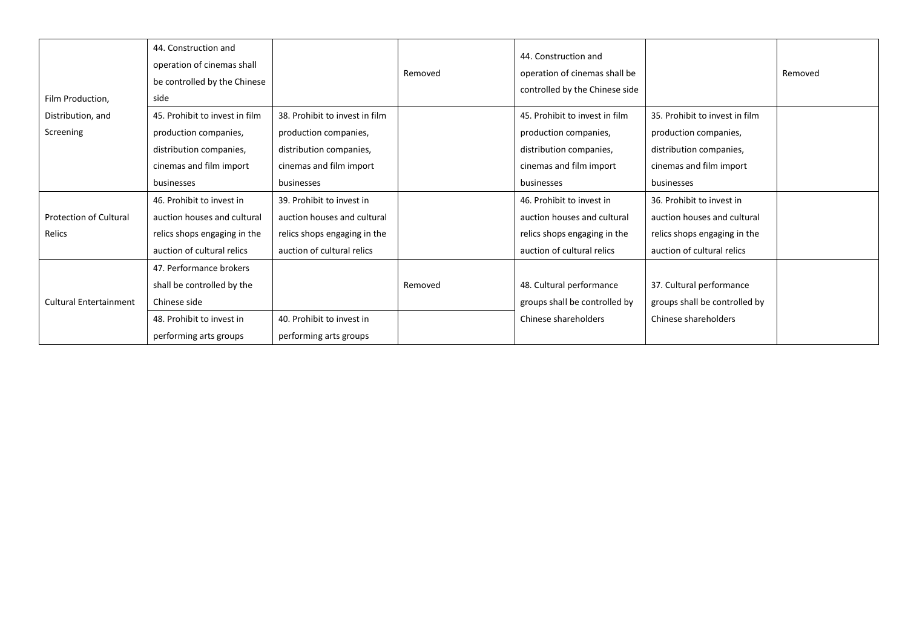| | | | | | | |
|---|---|---|---|---|---|---|
| Film Production, Distribution, and Screening | 44. Construction and operation of cinemas shall be controlled by the Chinese side | | Removed | 44. Construction and operation of cinemas shall be controlled by the Chinese side | | Removed |
| | 45. Prohibit to invest in film production companies, distribution companies, cinemas and film import businesses | 38. Prohibit to invest in film production companies, distribution companies, cinemas and film import businesses | | 45. Prohibit to invest in film production companies, distribution companies, cinemas and film import businesses | 35. Prohibit to invest in film production companies, distribution companies, cinemas and film import businesses | |
| Protection of Cultural Relics | 46. Prohibit to invest in auction houses and cultural relics shops engaging in the auction of cultural relics | 39. Prohibit to invest in auction houses and cultural relics shops engaging in the auction of cultural relics | | 46. Prohibit to invest in auction houses and cultural relics shops engaging in the auction of cultural relics | 36. Prohibit to invest in auction houses and cultural relics shops engaging in the auction of cultural relics | |
| Cultural Entertainment | 47. Performance brokers shall be controlled by the Chinese side | | Removed | 48. Cultural performance groups shall be controlled by Chinese shareholders | 37. Cultural performance groups shall be controlled by Chinese shareholders | |
| | 48. Prohibit to invest in performing arts groups | 40. Prohibit to invest in performing arts groups | | | | |